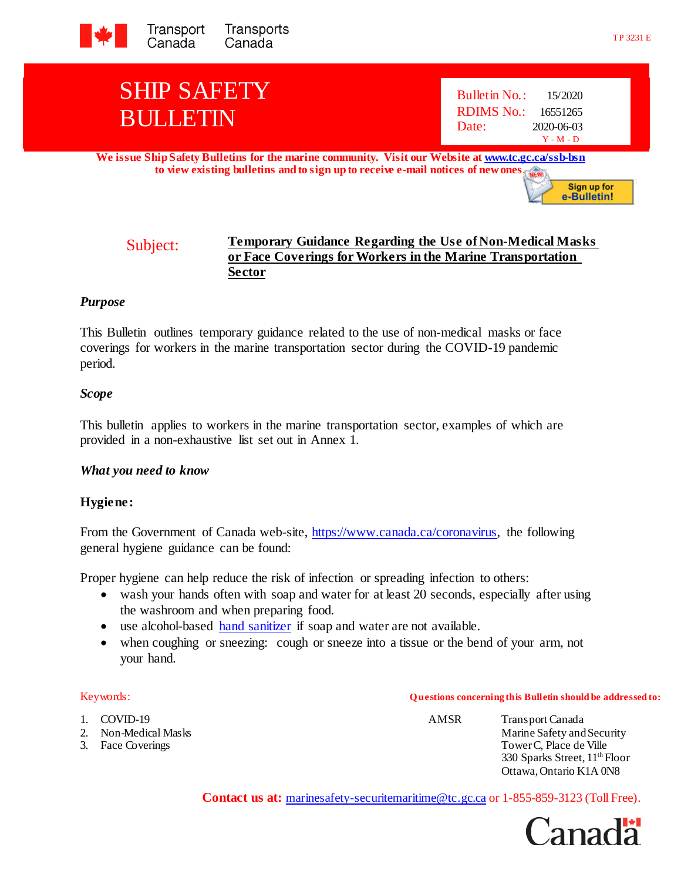Transport Canada / Transports Canada

TP 3231 E

# SHIP SAFETY BULLETIN

Bulletin No.: 15/2020
RDIMS No.: 16551265
Date: 2020-06-03
Y - M - D

**We issue Ship Safety Bulletins for the marine community. Visit our Website at [www.tc.gc.ca/ssb-bsn](www.tc.gc.ca/ssb-bsn) to view existing bulletins and to sign up to receive e-mail notices of new ones.**

Sign up for e-Bulletin!

Subject: **Temporary Guidance Regarding the Use of Non-Medical Masks or Face Coverings for Workers in the Marine Transportation Sector**

### *Purpose*

This Bulletin outlines temporary guidance related to the use of non-medical masks or face coverings for workers in the marine transportation sector during the COVID-19 pandemic period.

### *Scope*

This bulletin applies to workers in the marine transportation sector, examples of which are provided in a non-exhaustive list set out in Annex 1.

### *What you need to know*

**Hygiene:**

From the Government of Canada web-site, [https://www.canada.ca/coronavirus](https://www.canada.ca/coronavirus), the following general hygiene guidance can be found:

Proper hygiene can help reduce the risk of infection or spreading infection to others:

- wash your hands often with soap and water for at least 20 seconds, especially after using the washroom and when preparing food.
- use alcohol-based hand sanitizer if soap and water are not available.
- when coughing or sneezing: cough or sneeze into a tissue or the bend of your arm, not your hand.

Keywords:

1. COVID-19
2. Non-Medical Masks
3. Face Coverings

**Questions concerning this Bulletin should be addressed to:**

AMSR
Transport Canada
Marine Safety and Security
Tower C, Place de Ville
330 Sparks Street, 11th Floor
Ottawa, Ontario K1A 0N8

**Contact us at:** marinesafety-securitemaritime@tc.gc.ca or 1-855-859-3123 (Toll Free).

Canada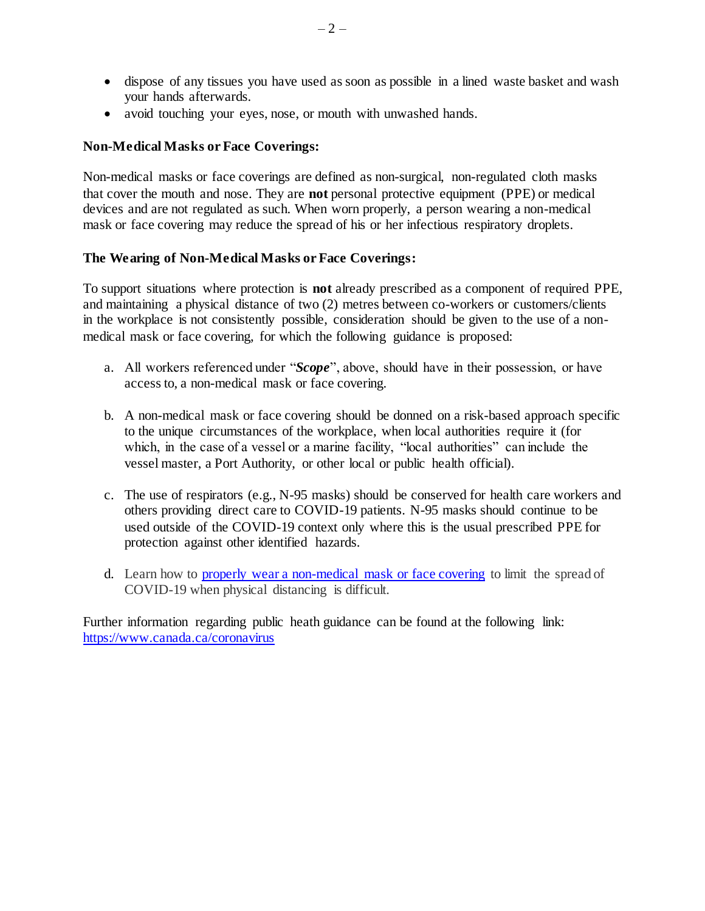- dispose of any tissues you have used as soon as possible in a lined waste basket and wash your hands afterwards.
- avoid touching your eyes, nose, or mouth with unwashed hands.

**Non-Medical Masks or Face Coverings:**

Non-medical masks or face coverings are defined as non-surgical, non-regulated cloth masks that cover the mouth and nose. They are **not** personal protective equipment (PPE) or medical devices and are not regulated as such. When worn properly, a person wearing a non-medical mask or face covering may reduce the spread of his or her infectious respiratory droplets.

**The Wearing of Non-Medical Masks or Face Coverings:**

To support situations where protection is **not** already prescribed as a component of required PPE, and maintaining a physical distance of two (2) metres between co-workers or customers/clients in the workplace is not consistently possible, consideration should be given to the use of a non-medical mask or face covering, for which the following guidance is proposed:

a. All workers referenced under "***Scope***", above, should have in their possession, or have access to, a non-medical mask or face covering.

b. A non-medical mask or face covering should be donned on a risk-based approach specific to the unique circumstances of the workplace, when local authorities require it (for which, in the case of a vessel or a marine facility, "local authorities" can include the vessel master, a Port Authority, or other local or public health official).

c. The use of respirators (e.g., N-95 masks) should be conserved for health care workers and others providing direct care to COVID-19 patients. N-95 masks should continue to be used outside of the COVID-19 context only where this is the usual prescribed PPE for protection against other identified hazards.

d. Learn how to properly wear a non-medical mask or face covering to limit the spread of COVID-19 when physical distancing is difficult.

Further information regarding public heath guidance can be found at the following link: https://www.canada.ca/coronavirus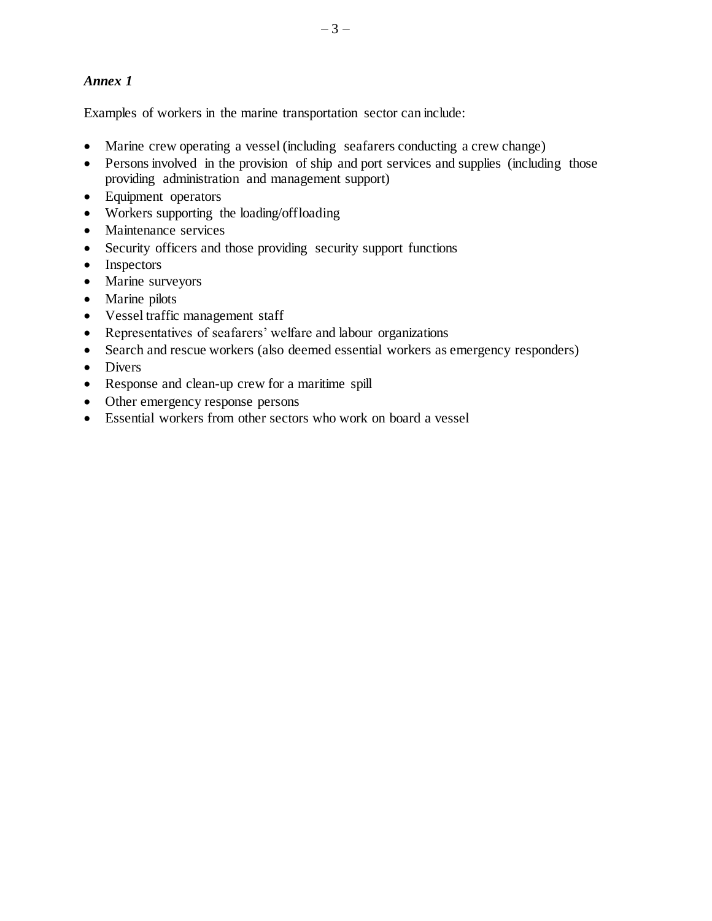*Annex 1*

Examples of workers in the marine transportation sector can include:

- Marine crew operating a vessel (including seafarers conducting a crew change)
- Persons involved in the provision of ship and port services and supplies (including those providing administration and management support)
- Equipment operators
- Workers supporting the loading/offloading
- Maintenance services
- Security officers and those providing security support functions
- Inspectors
- Marine surveyors
- Marine pilots
- Vessel traffic management staff
- Representatives of seafarers' welfare and labour organizations
- Search and rescue workers (also deemed essential workers as emergency responders)
- Divers
- Response and clean-up crew for a maritime spill
- Other emergency response persons
- Essential workers from other sectors who work on board a vessel